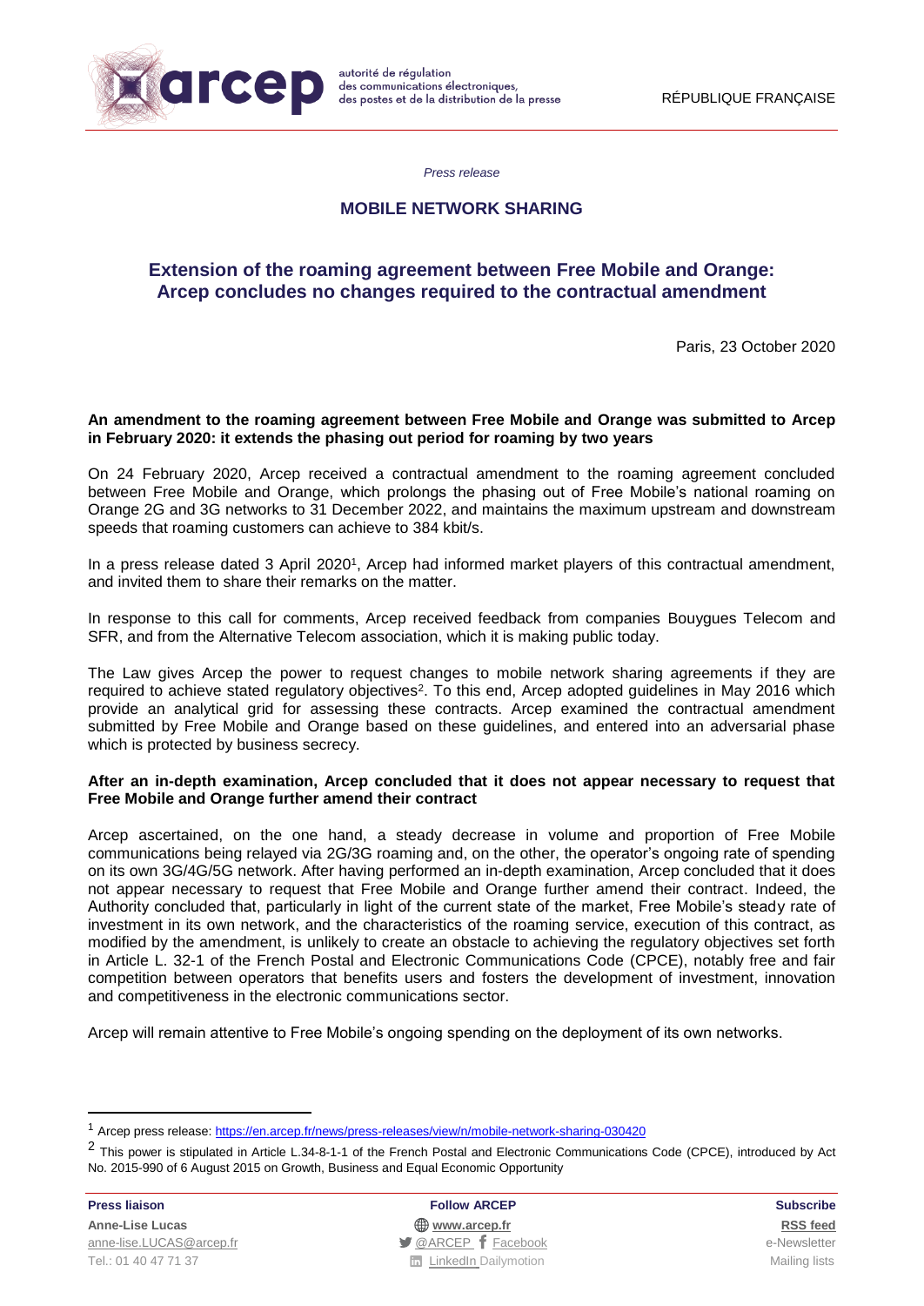autorité de régulation des communications électroniques, des postes et de la distribution de la presse

RÉPUBLIQUE FRANÇAISE

*Press release*

## MOBILE NETWORK SHARING

# Extension of the roaming agreement between Free Mobile and Orange: Arcep concludes no changes required to the contractual amendment

Paris, 23 October 2020

**An amendment to the roaming agreement between Free Mobile and Orange was submitted to Arcep in February 2020: it extends the phasing out period for roaming by two years**

On 24 February 2020, Arcep received a contractual amendment to the roaming agreement concluded between Free Mobile and Orange, which prolongs the phasing out of Free Mobile's national roaming on Orange 2G and 3G networks to 31 December 2022, and maintains the maximum upstream and downstream speeds that roaming customers can achieve to 384 kbit/s.

In a press release dated 3 April 2020[1], Arcep had informed market players of this contractual amendment, and invited them to share their remarks on the matter.

In response to this call for comments, Arcep received feedback from companies Bouygues Telecom and SFR, and from the Alternative Telecom association, which it is making public today.

The Law gives Arcep the power to request changes to mobile network sharing agreements if they are required to achieve stated regulatory objectives[2]. To this end, Arcep adopted guidelines in May 2016 which provide an analytical grid for assessing these contracts. Arcep examined the contractual amendment submitted by Free Mobile and Orange based on these guidelines, and entered into an adversarial phase which is protected by business secrecy.

**After an in-depth examination, Arcep concluded that it does not appear necessary to request that Free Mobile and Orange further amend their contract**

Arcep ascertained, on the one hand, a steady decrease in volume and proportion of Free Mobile communications being relayed via 2G/3G roaming and, on the other, the operator's ongoing rate of spending on its own 3G/4G/5G network. After having performed an in-depth examination, Arcep concluded that it does not appear necessary to request that Free Mobile and Orange further amend their contract. Indeed, the Authority concluded that, particularly in light of the current state of the market, Free Mobile's steady rate of investment in its own network, and the characteristics of the roaming service, execution of this contract, as modified by the amendment, is unlikely to create an obstacle to achieving the regulatory objectives set forth in Article L. 32-1 of the French Postal and Electronic Communications Code (CPCE), notably free and fair competition between operators that benefits users and fosters the development of investment, innovation and competitiveness in the electronic communications sector.

Arcep will remain attentive to Free Mobile's ongoing spending on the deployment of its own networks.

---

[1] Arcep press release: https://en.arcep.fr/news/press-releases/view/n/mobile-network-sharing-030420

[2] This power is stipulated in Article L.34-8-1-1 of the French Postal and Electronic Communications Code (CPCE), introduced by Act No. 2015-990 of 6 August 2015 on Growth, Business and Equal Economic Opportunity

**Press liaison**
**Anne-Lise Lucas**
anne-lise.LUCAS@arcep.fr
Tel.: 01 40 47 71 37

**Follow ARCEP**
www.arcep.fr
@ARCEP Facebook
LinkedIn Dailymotion

**Subscribe**
RSS feed
e-Newsletter
Mailing lists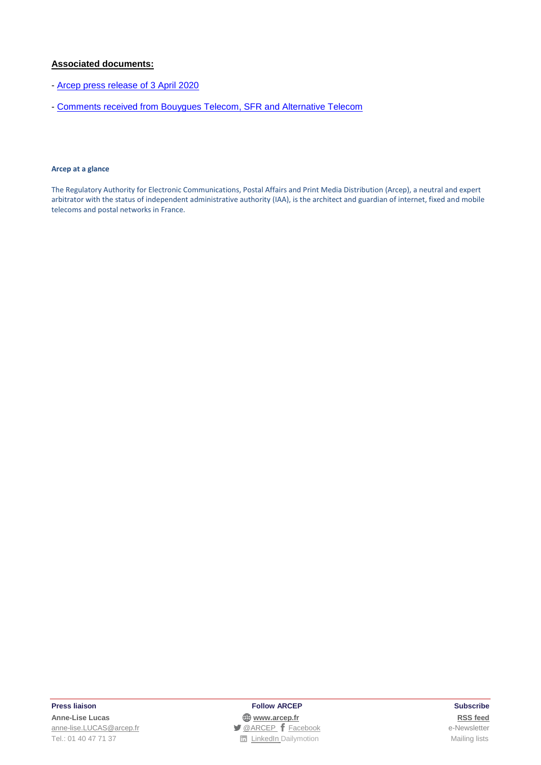**Associated documents:**

- Arcep press release of 3 April 2020

- Comments received from Bouygues Telecom, SFR and Alternative Telecom

**Arcep at a glance**

The Regulatory Authority for Electronic Communications, Postal Affairs and Print Media Distribution (Arcep), a neutral and expert arbitrator with the status of independent administrative authority (IAA), is the architect and guardian of internet, fixed and mobile telecoms and postal networks in France.

| Press liaison | Follow ARCEP | Subscribe |
| --- | --- | --- |
| **Anne-Lise Lucas** | **www.arcep.fr** | **RSS feed** |
| anne-lise.LUCAS@arcep.fr | @ARCEP Facebook | e-Newsletter |
| Tel.: 01 40 47 71 37 | LinkedIn Dailymotion | Mailing lists |